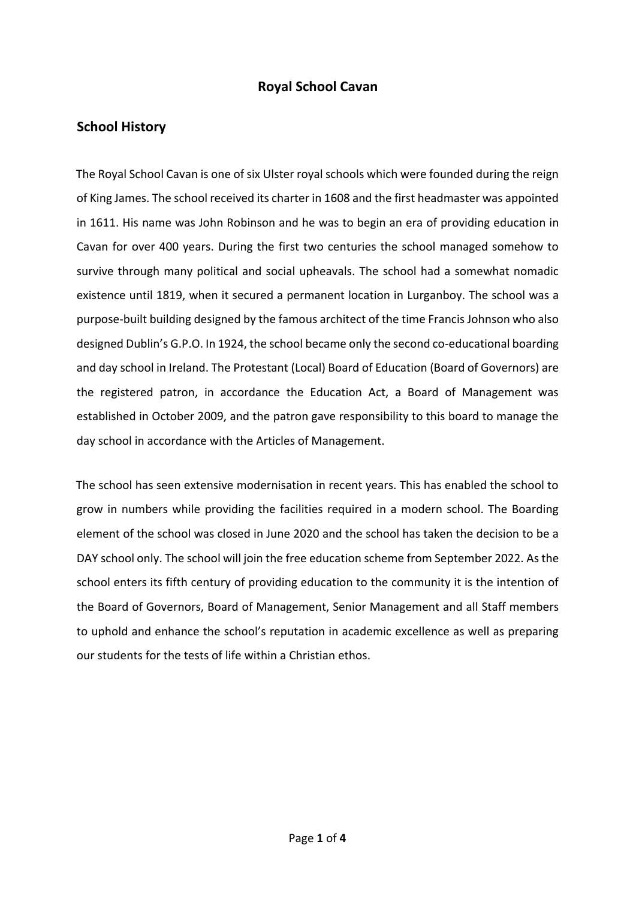# Royal School Cavan

## School History

The Royal School Cavan is one of six Ulster royal schools which were founded during the reign of King James. The school received its charter in 1608 and the first headmaster was appointed in 1611. His name was John Robinson and he was to begin an era of providing education in Cavan for over 400 years. During the first two centuries the school managed somehow to survive through many political and social upheavals. The school had a somewhat nomadic existence until 1819, when it secured a permanent location in Lurganboy. The school was a purpose-built building designed by the famous architect of the time Francis Johnson who also designed Dublin's G.P.O. In 1924, the school became only the second co-educational boarding and day school in Ireland. The Protestant (Local) Board of Education (Board of Governors) are the registered patron, in accordance the Education Act, a Board of Management was established in October 2009, and the patron gave responsibility to this board to manage the day school in accordance with the Articles of Management.

The school has seen extensive modernisation in recent years. This has enabled the school to grow in numbers while providing the facilities required in a modern school. The Boarding element of the school was closed in June 2020 and the school has taken the decision to be a DAY school only. The school will join the free education scheme from September 2022. As the school enters its fifth century of providing education to the community it is the intention of the Board of Governors, Board of Management, Senior Management and all Staff members to uphold and enhance the school's reputation in academic excellence as well as preparing our students for the tests of life within a Christian ethos.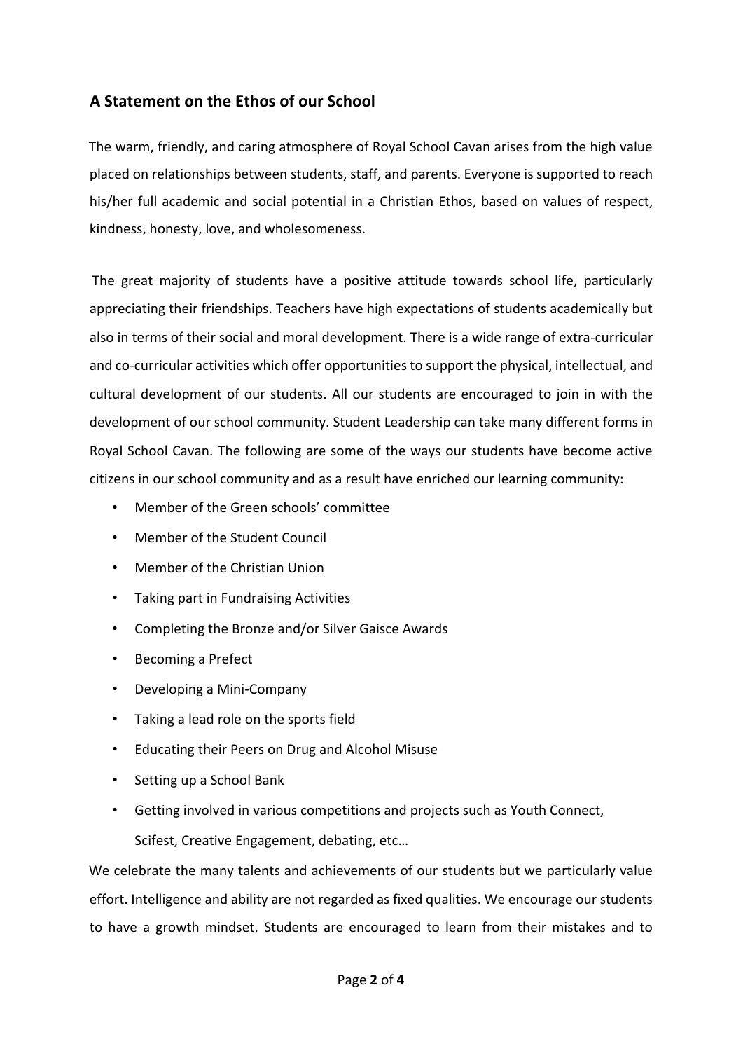## A Statement on the Ethos of our School

The warm, friendly, and caring atmosphere of Royal School Cavan arises from the high value placed on relationships between students, staff, and parents. Everyone is supported to reach his/her full academic and social potential in a Christian Ethos, based on values of respect, kindness, honesty, love, and wholesomeness.

The great majority of students have a positive attitude towards school life, particularly appreciating their friendships. Teachers have high expectations of students academically but also in terms of their social and moral development. There is a wide range of extra-curricular and co-curricular activities which offer opportunities to support the physical, intellectual, and cultural development of our students. All our students are encouraged to join in with the development of our school community. Student Leadership can take many different forms in Royal School Cavan. The following are some of the ways our students have become active citizens in our school community and as a result have enriched our learning community:

- Member of the Green schools' committee
- Member of the Student Council
- Member of the Christian Union
- Taking part in Fundraising Activities
- Completing the Bronze and/or Silver Gaisce Awards
- Becoming a Prefect
- Developing a Mini-Company
- Taking a lead role on the sports field
- Educating their Peers on Drug and Alcohol Misuse
- Setting up a School Bank
- Getting involved in various competitions and projects such as Youth Connect, Scifest, Creative Engagement, debating, etc…

We celebrate the many talents and achievements of our students but we particularly value effort. Intelligence and ability are not regarded as fixed qualities. We encourage our students to have a growth mindset. Students are encouraged to learn from their mistakes and to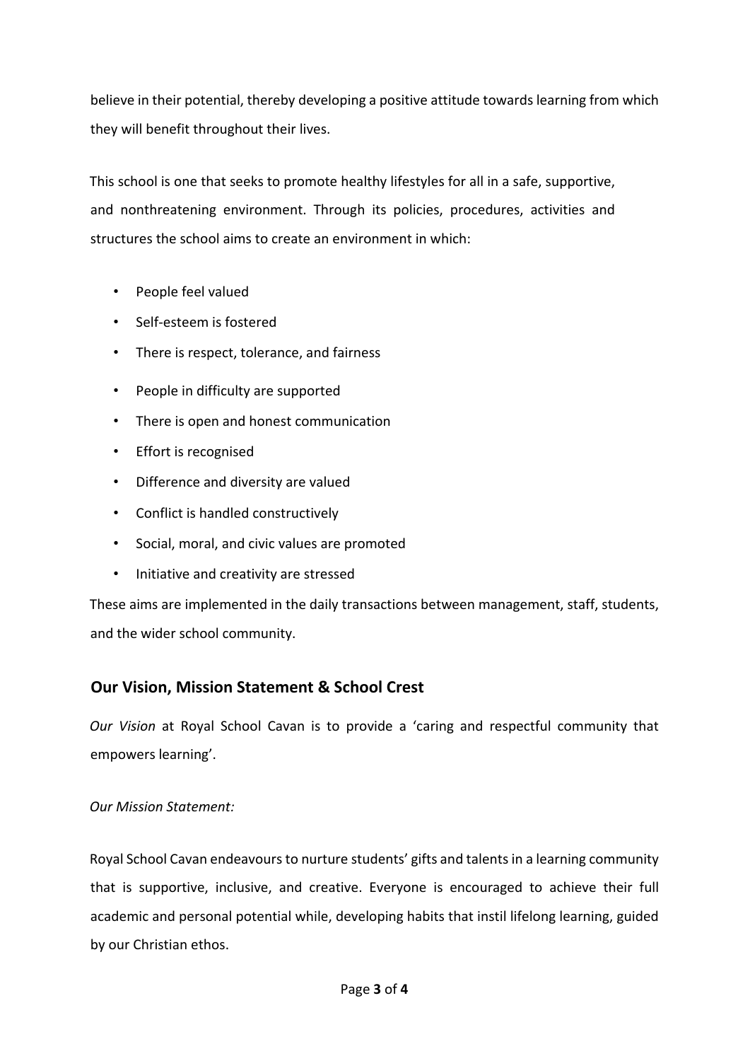believe in their potential, thereby developing a positive attitude towards learning from which they will benefit throughout their lives.

This school is one that seeks to promote healthy lifestyles for all in a safe, supportive, and nonthreatening environment. Through its policies, procedures, activities and structures the school aims to create an environment in which:

- People feel valued
- Self-esteem is fostered
- There is respect, tolerance, and fairness
- People in difficulty are supported
- There is open and honest communication
- Effort is recognised
- Difference and diversity are valued
- Conflict is handled constructively
- Social, moral, and civic values are promoted
- Initiative and creativity are stressed

These aims are implemented in the daily transactions between management, staff, students, and the wider school community.

## Our Vision, Mission Statement & School Crest

*Our Vision* at Royal School Cavan is to provide a 'caring and respectful community that empowers learning'.

*Our Mission Statement:*

Royal School Cavan endeavours to nurture students' gifts and talents in a learning community that is supportive, inclusive, and creative. Everyone is encouraged to achieve their full academic and personal potential while, developing habits that instil lifelong learning, guided by our Christian ethos.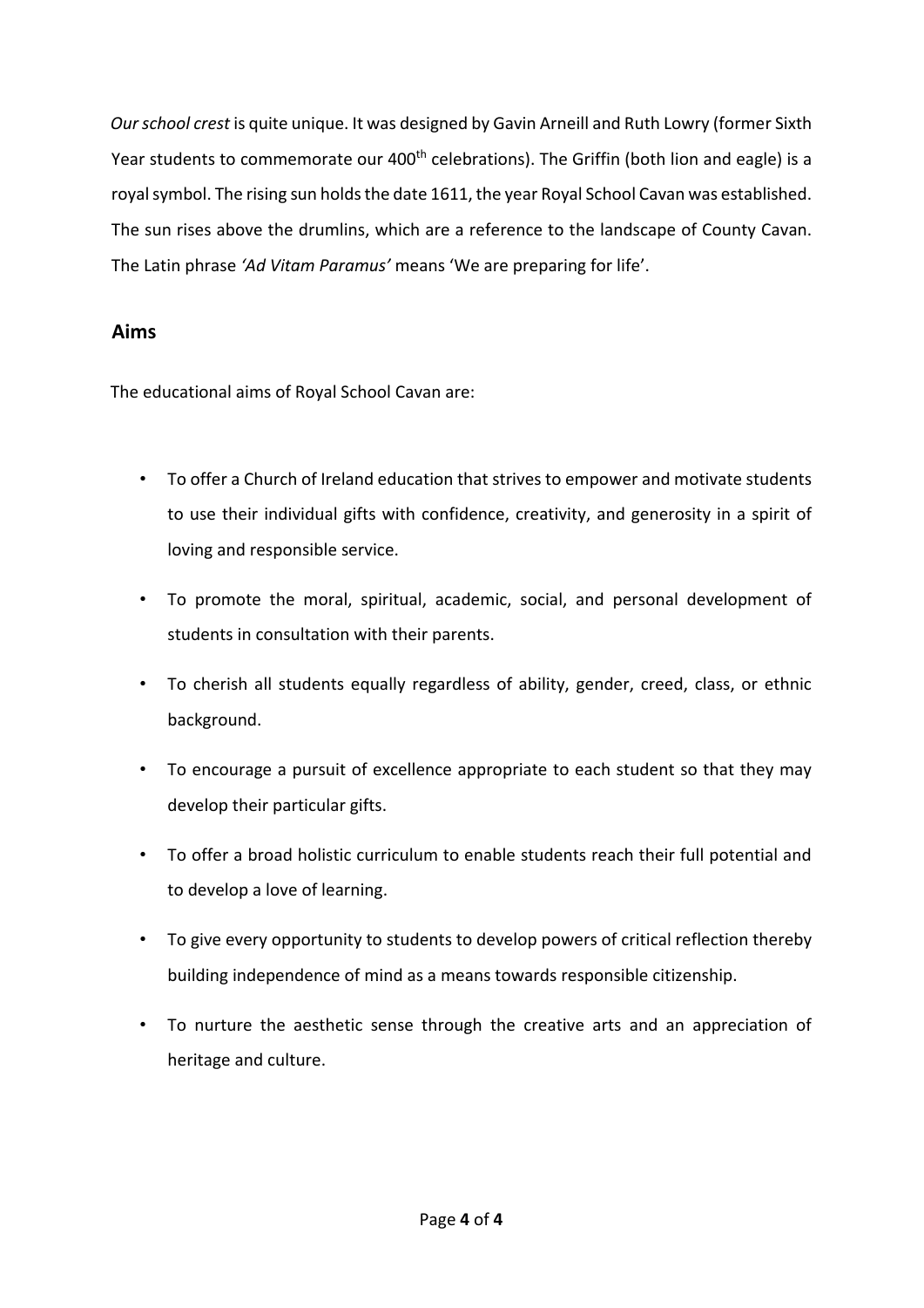*Our school crest* is quite unique. It was designed by Gavin Arneill and Ruth Lowry (former Sixth Year students to commemorate our 400th celebrations). The Griffin (both lion and eagle) is a royal symbol. The rising sun holds the date 1611, the year Royal School Cavan was established. The sun rises above the drumlins, which are a reference to the landscape of County Cavan. The Latin phrase *'Ad Vitam Paramus'* means 'We are preparing for life'.

## Aims

The educational aims of Royal School Cavan are:

- To offer a Church of Ireland education that strives to empower and motivate students to use their individual gifts with confidence, creativity, and generosity in a spirit of loving and responsible service.
- To promote the moral, spiritual, academic, social, and personal development of students in consultation with their parents.
- To cherish all students equally regardless of ability, gender, creed, class, or ethnic background.
- To encourage a pursuit of excellence appropriate to each student so that they may develop their particular gifts.
- To offer a broad holistic curriculum to enable students reach their full potential and to develop a love of learning.
- To give every opportunity to students to develop powers of critical reflection thereby building independence of mind as a means towards responsible citizenship.
- To nurture the aesthetic sense through the creative arts and an appreciation of heritage and culture.